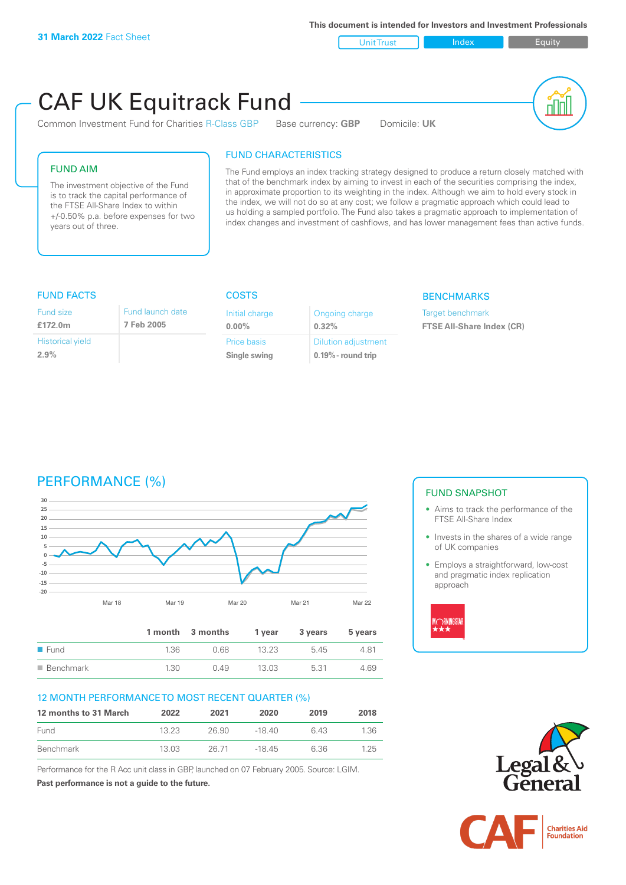**31 March 2022** Fact Sheet

This document is intended for Investors and Investment Professionals

Unit Trust | Index | Equity

# CAF UK Equitrack Fund

Common Investment Fund for Charities R-Class GBP    Base currency: **GBP**    Domicile: **UK**

## FUND AIM

The investment objective of the Fund is to track the capital performance of the FTSE All-Share Index to within +/-0.50% p.a. before expenses for two years out of three.

## FUND CHARACTERISTICS

The Fund employs an index tracking strategy designed to produce a return closely matched with that of the benchmark index by aiming to invest in each of the securities comprising the index, in approximate proportion to its weighting in the index. Although we aim to hold every stock in the index, we will not do so at any cost; we follow a pragmatic approach which could lead to us holding a sampled portfolio. The Fund also takes a pragmatic approach to implementation of index changes and investment of cashflows, and has lower management fees than active funds.

## FUND FACTS

| Fund size | Fund launch date |
|---|---|
| **£172.0m** | **7 Feb 2005** |
| Historical yield | |
| **2.9%** | |

## COSTS

| Initial charge | Ongoing charge |
|---|---|
| **0.00%** | **0.32%** |
| Price basis | Dilution adjustment |
| **Single swing** | **0.19% - round trip** |

## BENCHMARKS

Target benchmark

**FTSE All-Share Index (CR)**

## PERFORMANCE (%)

| | 1 month | 3 months | 1 year | 3 years | 5 years |
|---|---|---|---|---|---|
| Fund | 1.36 | 0.68 | 13.23 | 5.45 | 4.81 |
| Benchmark | 1.30 | 0.49 | 13.03 | 5.31 | 4.69 |

## 12 MONTH PERFORMANCE TO MOST RECENT QUARTER (%)

| 12 months to 31 March | 2022 | 2021 | 2020 | 2019 | 2018 |
|---|---|---|---|---|---|
| Fund | 13.23 | 26.90 | -18.40 | 6.43 | 1.36 |
| Benchmark | 13.03 | 26.71 | -18.45 | 6.36 | 1.25 |

Performance for the R Acc unit class in GBP, launched on 07 February 2005. Source: LGIM.

**Past performance is not a guide to the future.**

## FUND SNAPSHOT

- Aims to track the performance of the FTSE All-Share Index
- Invests in the shares of a wide range of UK companies
- Employs a straightforward, low-cost and pragmatic index replication approach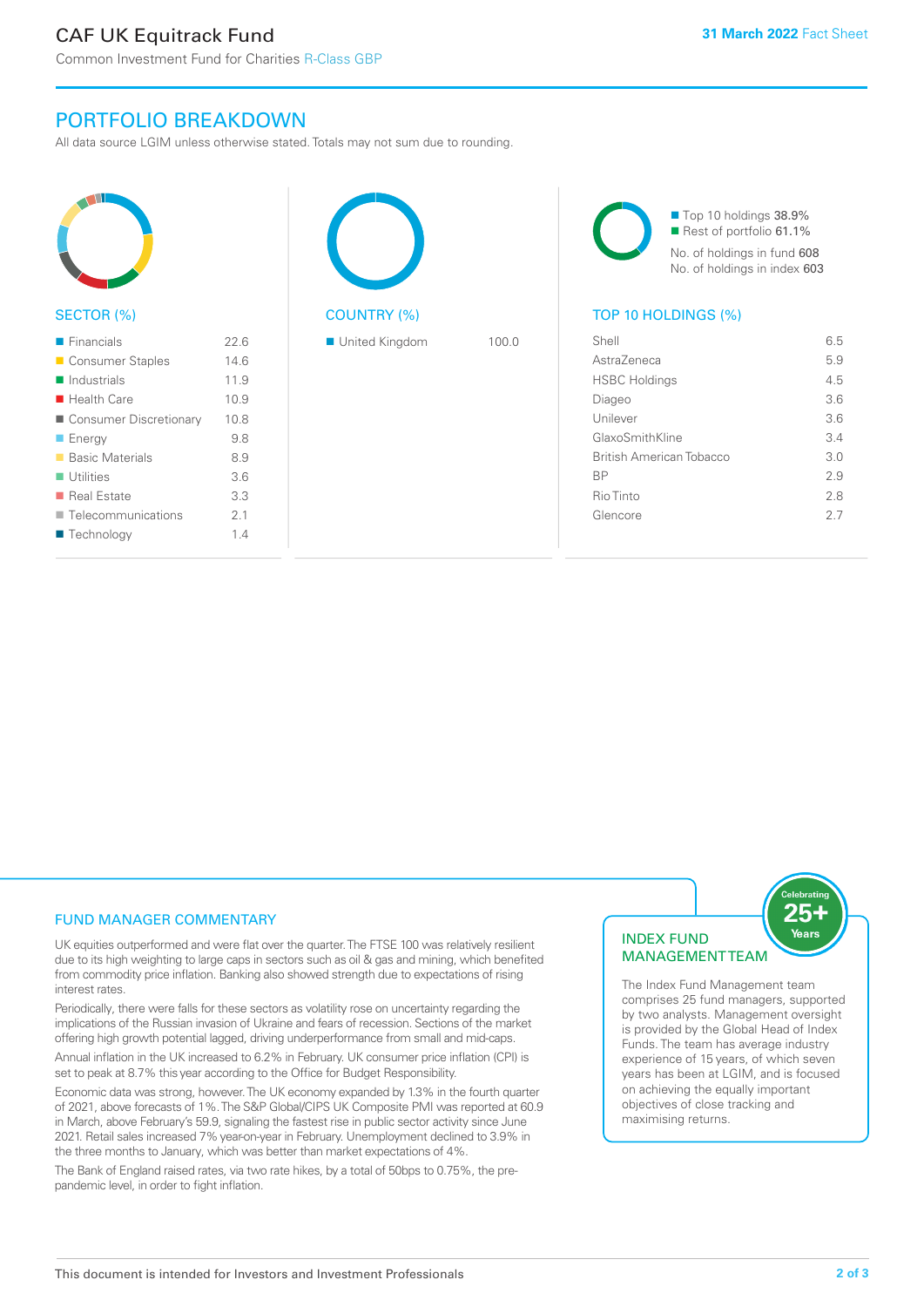# CAF UK Equitrack Fund

Common Investment Fund for Charities R-Class GBP

**31 March 2022** Fact Sheet

## PORTFOLIO BREAKDOWN

All data source LGIM unless otherwise stated. Totals may not sum due to rounding.

### SECTOR (%)

| Sector | % |
|---|---|
| Financials | 22.6 |
| Consumer Staples | 14.6 |
| Industrials | 11.9 |
| Health Care | 10.9 |
| Consumer Discretionary | 10.8 |
| Energy | 9.8 |
| Basic Materials | 8.9 |
| Utilities | 3.6 |
| Real Estate | 3.3 |
| Telecommunications | 2.1 |
| Technology | 1.4 |

### COUNTRY (%)

| Country | % |
|---|---|
| United Kingdom | 100.0 |

- Top 10 holdings 38.9%
- Rest of portfolio 61.1%

No. of holdings in fund 608

No. of holdings in index 603

### TOP 10 HOLDINGS (%)

| Holding | % |
|---|---|
| Shell | 6.5 |
| AstraZeneca | 5.9 |
| HSBC Holdings | 4.5 |
| Diageo | 3.6 |
| Unilever | 3.6 |
| GlaxoSmithKline | 3.4 |
| British American Tobacco | 3.0 |
| BP | 2.9 |
| Rio Tinto | 2.8 |
| Glencore | 2.7 |

## FUND MANAGER COMMENTARY

UK equities outperformed and were flat over the quarter. The FTSE 100 was relatively resilient due to its high weighting to large caps in sectors such as oil & gas and mining, which benefited from commodity price inflation. Banking also showed strength due to expectations of rising interest rates.

Periodically, there were falls for these sectors as volatility rose on uncertainty regarding the implications of the Russian invasion of Ukraine and fears of recession. Sections of the market offering high growth potential lagged, driving underperformance from small and mid-caps.

Annual inflation in the UK increased to 6.2% in February. UK consumer price inflation (CPI) is set to peak at 8.7% this year according to the Office for Budget Responsibility.

Economic data was strong, however. The UK economy expanded by 1.3% in the fourth quarter of 2021, above forecasts of 1%. The S&P Global/CIPS UK Composite PMI was reported at 60.9 in March, above February's 59.9, signaling the fastest rise in public sector activity since June 2021. Retail sales increased 7% year-on-year in February. Unemployment declined to 3.9% in the three months to January, which was better than market expectations of 4%.

The Bank of England raised rates, via two rate hikes, by a total of 50bps to 0.75%, the pre-pandemic level, in order to fight inflation.

## INDEX FUND MANAGEMENT TEAM

Celebrating 25+ Years

The Index Fund Management team comprises 25 fund managers, supported by two analysts. Management oversight is provided by the Global Head of Index Funds. The team has average industry experience of 15 years, of which seven years has been at LGIM, and is focused on achieving the equally important objectives of close tracking and maximising returns.

This document is intended for Investors and Investment Professionals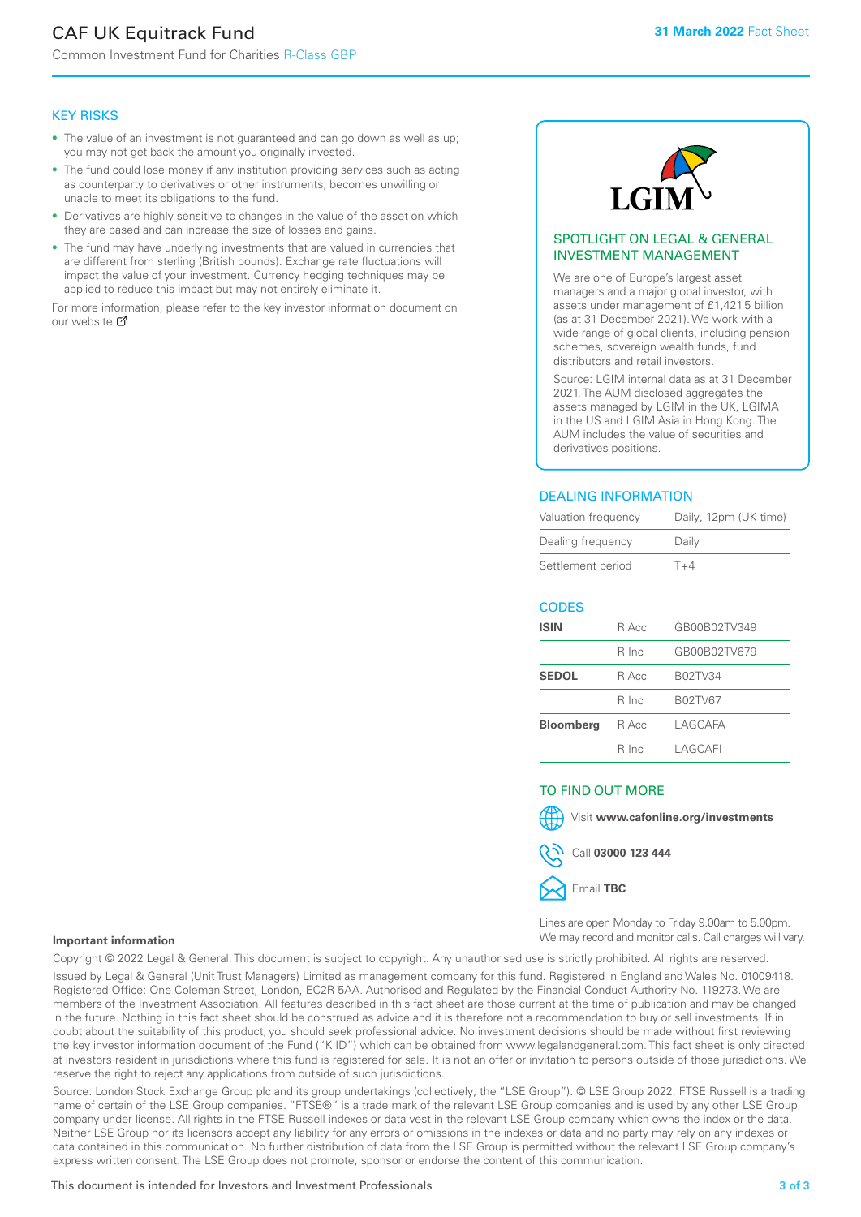# CAF UK Equitrack Fund

Common Investment Fund for Charities R-Class GBP

31 March 2022 Fact Sheet

## KEY RISKS

- The value of an investment is not guaranteed and can go down as well as up; you may not get back the amount you originally invested.
- The fund could lose money if any institution providing services such as acting as counterparty to derivatives or other instruments, becomes unwilling or unable to meet its obligations to the fund.
- Derivatives are highly sensitive to changes in the value of the asset on which they are based and can increase the size of losses and gains.
- The fund may have underlying investments that are valued in currencies that are different from sterling (British pounds). Exchange rate fluctuations will impact the value of your investment. Currency hedging techniques may be applied to reduce this impact but may not entirely eliminate it.

For more information, please refer to the key investor information document on our website

LGIM

## SPOTLIGHT ON LEGAL & GENERAL INVESTMENT MANAGEMENT

We are one of Europe's largest asset managers and a major global investor, with assets under management of £1,421.5 billion (as at 31 December 2021). We work with a wide range of global clients, including pension schemes, sovereign wealth funds, fund distributors and retail investors.

Source: LGIM internal data as at 31 December 2021. The AUM disclosed aggregates the assets managed by LGIM in the UK, LGIMA in the US and LGIM Asia in Hong Kong. The AUM includes the value of securities and derivatives positions.

## DEALING INFORMATION

| | |
|---|---|
| Valuation frequency | Daily, 12pm (UK time) |
| Dealing frequency | Daily |
| Settlement period | T+4 |

## CODES

| | | |
|---|---|---|
| **ISIN** | R Acc | GB00B02TV349 |
| | R Inc | GB00B02TV679 |
| **SEDOL** | R Acc | B02TV34 |
| | R Inc | B02TV67 |
| **Bloomberg** | R Acc | LAGCAFA |
| | R Inc | LAGCAFI |

## TO FIND OUT MORE

Visit **www.cafonline.org/investments**

Call **03000 123 444**

Email **TBC**

Lines are open Monday to Friday 9.00am to 5.00pm. We may record and monitor calls. Call charges will vary.

**Important information**

Copyright © 2022 Legal & General. This document is subject to copyright. Any unauthorised use is strictly prohibited. All rights are reserved.

Issued by Legal & General (Unit Trust Managers) Limited as management company for this fund. Registered in England and Wales No. 01009418. Registered Office: One Coleman Street, London, EC2R 5AA. Authorised and Regulated by the Financial Conduct Authority No. 119273. We are members of the Investment Association. All features described in this fact sheet are those current at the time of publication and may be changed in the future. Nothing in this fact sheet should be construed as advice and it is therefore not a recommendation to buy or sell investments. If in doubt about the suitability of this product, you should seek professional advice. No investment decisions should be made without first reviewing the key investor information document of the Fund ("KIID") which can be obtained from www.legalandgeneral.com. This fact sheet is only directed at investors resident in jurisdictions where this fund is registered for sale. It is not an offer or invitation to persons outside of those jurisdictions. We reserve the right to reject any applications from outside of such jurisdictions.

Source: London Stock Exchange Group plc and its group undertakings (collectively, the "LSE Group"). © LSE Group 2022. FTSE Russell is a trading name of certain of the LSE Group companies. "FTSE®" is a trade mark of the relevant LSE Group companies and is used by any other LSE Group company under license. All rights in the FTSE Russell indexes or data vest in the relevant LSE Group company which owns the index or the data. Neither LSE Group nor its licensors accept any liability for any errors or omissions in the indexes or data and no party may rely on any indexes or data contained in this communication. No further distribution of data from the LSE Group is permitted without the relevant LSE Group company's express written consent. The LSE Group does not promote, sponsor or endorse the content of this communication.

This document is intended for Investors and Investment Professionals